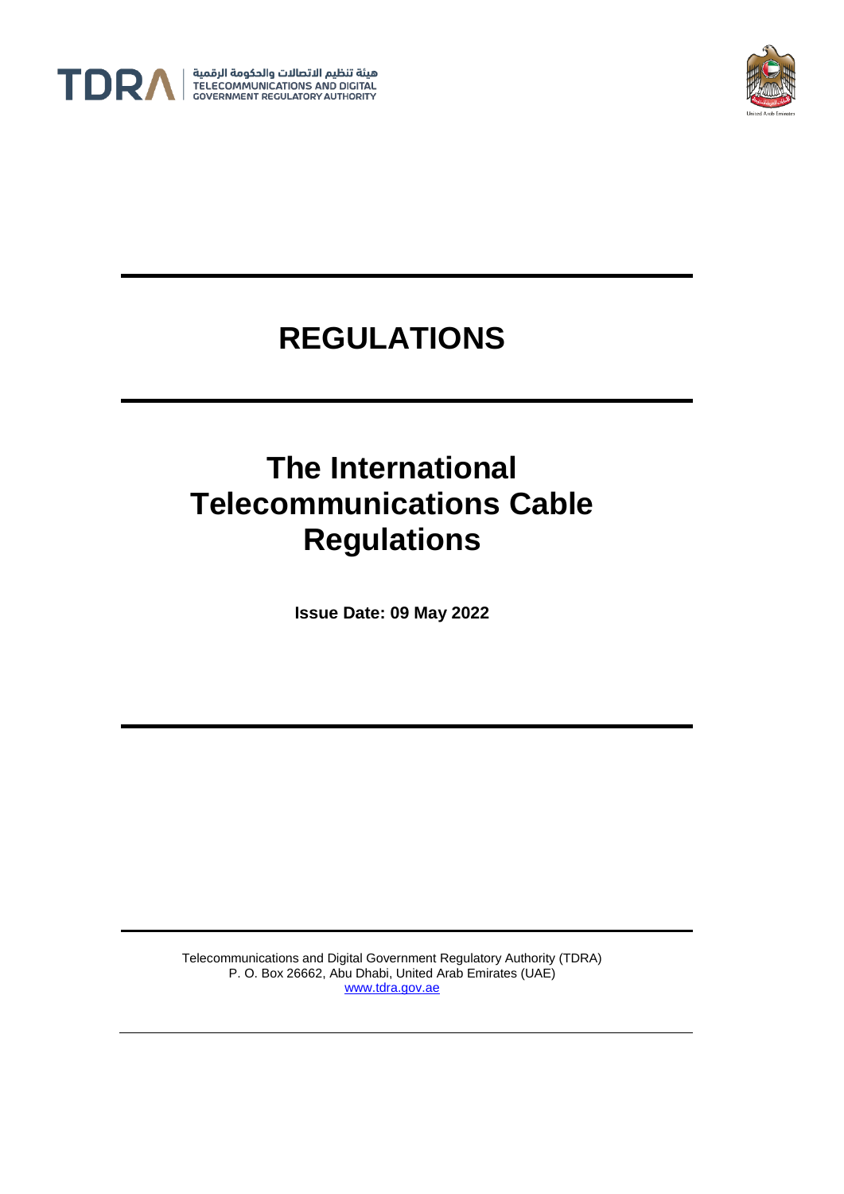هيئة تنظيم الاتصالات والحكومة الرقمية
TELECOMMUNICATIONS AND DIGITAL GOVERNMENT REGULATORY AUTHORITY

# REGULATIONS

# The International Telecommunications Cable Regulations

**Issue Date: 09 May 2022**

Telecommunications and Digital Government Regulatory Authority (TDRA)
P. O. Box 26662, Abu Dhabi, United Arab Emirates (UAE)
www.tdra.gov.ae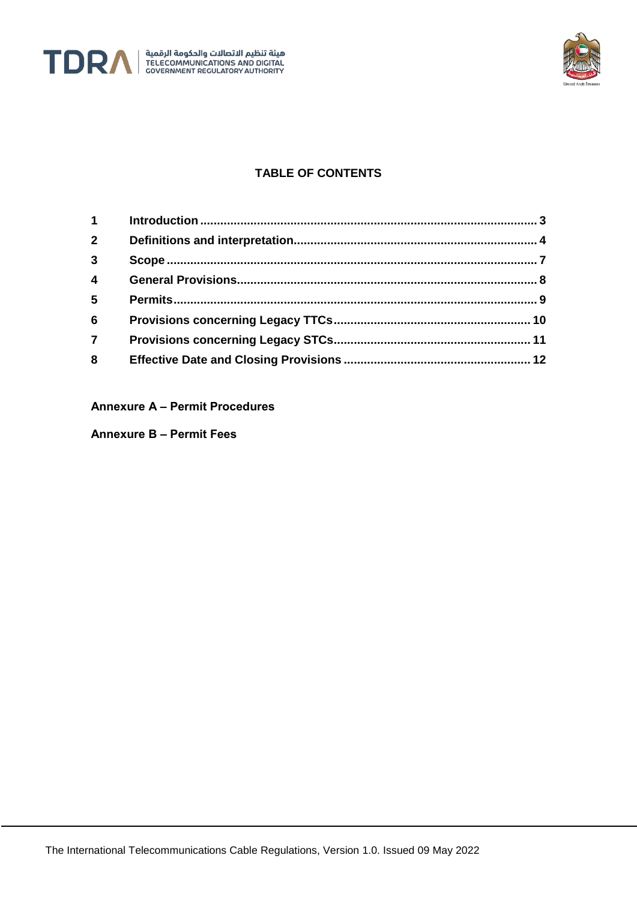## TABLE OF CONTENTS

| | | |
|---|---|---|
| **1** | **Introduction** | **3** |
| **2** | **Definitions and interpretation** | **4** |
| **3** | **Scope** | **7** |
| **4** | **General Provisions** | **8** |
| **5** | **Permits** | **9** |
| **6** | **Provisions concerning Legacy TTCs** | **10** |
| **7** | **Provisions concerning Legacy STCs** | **11** |
| **8** | **Effective Date and Closing Provisions** | **12** |

**Annexure A – Permit Procedures**

**Annexure B – Permit Fees**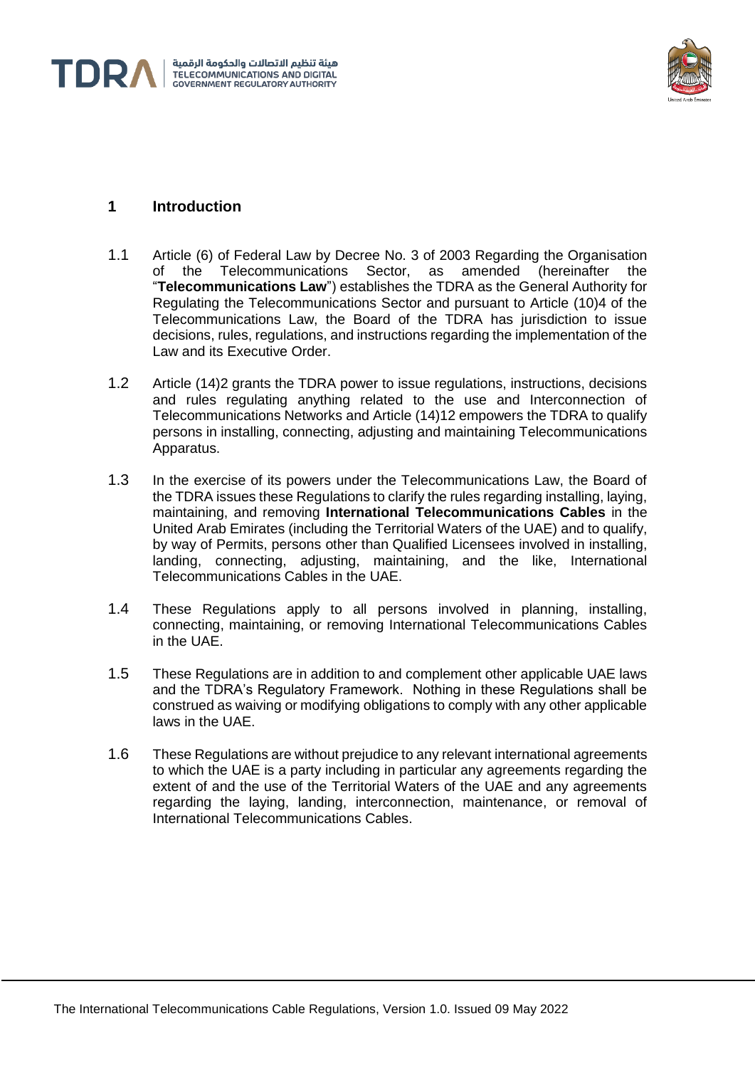## 1 Introduction

1.1 Article (6) of Federal Law by Decree No. 3 of 2003 Regarding the Organisation of the Telecommunications Sector, as amended (hereinafter the "**Telecommunications Law**") establishes the TDRA as the General Authority for Regulating the Telecommunications Sector and pursuant to Article (10)4 of the Telecommunications Law, the Board of the TDRA has jurisdiction to issue decisions, rules, regulations, and instructions regarding the implementation of the Law and its Executive Order.

1.2 Article (14)2 grants the TDRA power to issue regulations, instructions, decisions and rules regulating anything related to the use and Interconnection of Telecommunications Networks and Article (14)12 empowers the TDRA to qualify persons in installing, connecting, adjusting and maintaining Telecommunications Apparatus.

1.3 In the exercise of its powers under the Telecommunications Law, the Board of the TDRA issues these Regulations to clarify the rules regarding installing, laying, maintaining, and removing **International Telecommunications Cables** in the United Arab Emirates (including the Territorial Waters of the UAE) and to qualify, by way of Permits, persons other than Qualified Licensees involved in installing, landing, connecting, adjusting, maintaining, and the like, International Telecommunications Cables in the UAE.

1.4 These Regulations apply to all persons involved in planning, installing, connecting, maintaining, or removing International Telecommunications Cables in the UAE.

1.5 These Regulations are in addition to and complement other applicable UAE laws and the TDRA's Regulatory Framework. Nothing in these Regulations shall be construed as waiving or modifying obligations to comply with any other applicable laws in the UAE.

1.6 These Regulations are without prejudice to any relevant international agreements to which the UAE is a party including in particular any agreements regarding the extent of and the use of the Territorial Waters of the UAE and any agreements regarding the laying, landing, interconnection, maintenance, or removal of International Telecommunications Cables.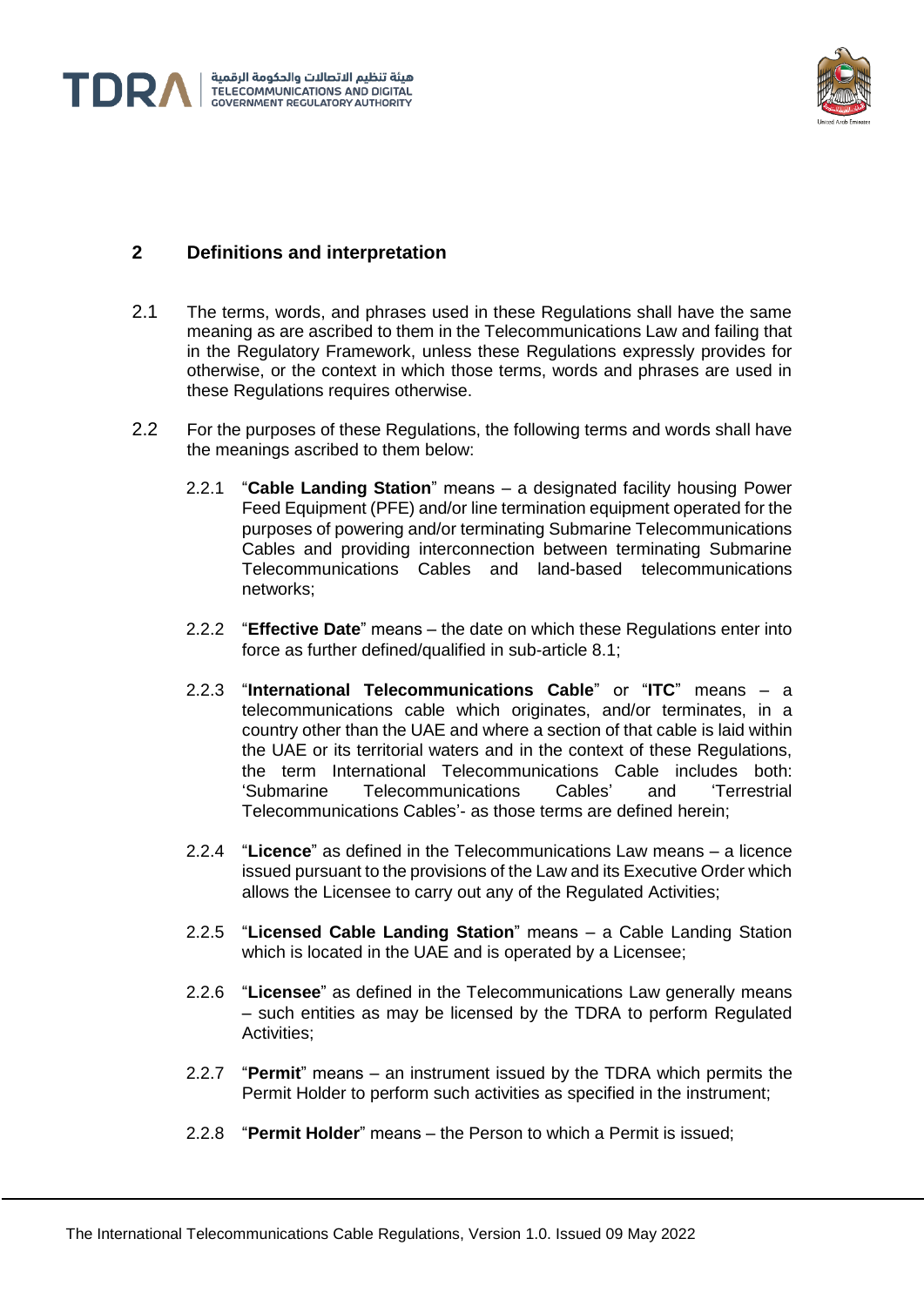## 2 Definitions and interpretation

2.1 The terms, words, and phrases used in these Regulations shall have the same meaning as are ascribed to them in the Telecommunications Law and failing that in the Regulatory Framework, unless these Regulations expressly provides for otherwise, or the context in which those terms, words and phrases are used in these Regulations requires otherwise.

2.2 For the purposes of these Regulations, the following terms and words shall have the meanings ascribed to them below:

2.2.1 "**Cable Landing Station**" means – a designated facility housing Power Feed Equipment (PFE) and/or line termination equipment operated for the purposes of powering and/or terminating Submarine Telecommunications Cables and providing interconnection between terminating Submarine Telecommunications Cables and land-based telecommunications networks;

2.2.2 "**Effective Date**" means – the date on which these Regulations enter into force as further defined/qualified in sub-article 8.1;

2.2.3 "**International Telecommunications Cable**" or "**ITC**" means – a telecommunications cable which originates, and/or terminates, in a country other than the UAE and where a section of that cable is laid within the UAE or its territorial waters and in the context of these Regulations, the term International Telecommunications Cable includes both: 'Submarine Telecommunications Cables' and 'Terrestrial Telecommunications Cables'- as those terms are defined herein;

2.2.4 "**Licence**" as defined in the Telecommunications Law means – a licence issued pursuant to the provisions of the Law and its Executive Order which allows the Licensee to carry out any of the Regulated Activities;

2.2.5 "**Licensed Cable Landing Station**" means – a Cable Landing Station which is located in the UAE and is operated by a Licensee;

2.2.6 "**Licensee**" as defined in the Telecommunications Law generally means – such entities as may be licensed by the TDRA to perform Regulated Activities;

2.2.7 "**Permit**" means – an instrument issued by the TDRA which permits the Permit Holder to perform such activities as specified in the instrument;

2.2.8 "**Permit Holder**" means – the Person to which a Permit is issued;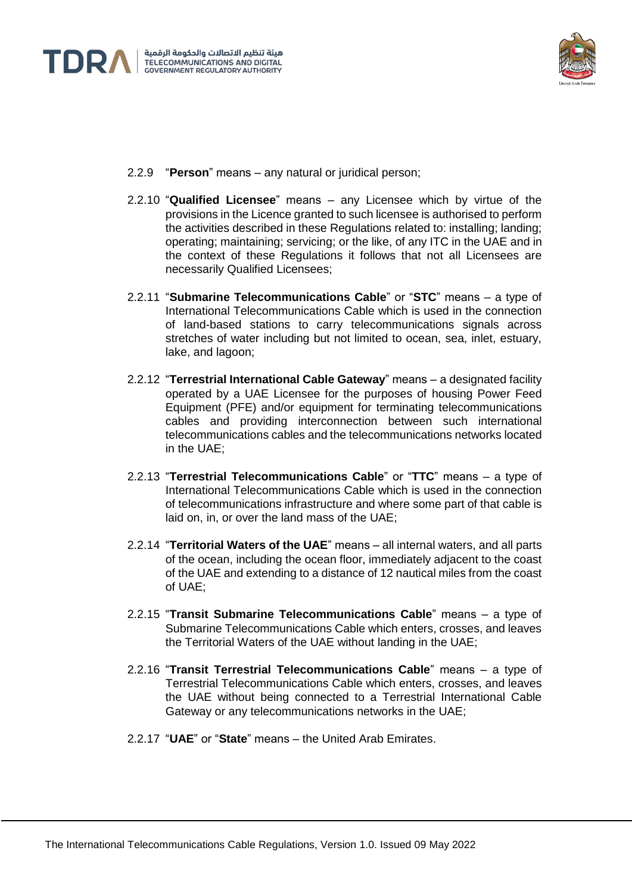2.2.9 "**Person**" means – any natural or juridical person;

2.2.10 "**Qualified Licensee**" means – any Licensee which by virtue of the provisions in the Licence granted to such licensee is authorised to perform the activities described in these Regulations related to: installing; landing; operating; maintaining; servicing; or the like, of any ITC in the UAE and in the context of these Regulations it follows that not all Licensees are necessarily Qualified Licensees;

2.2.11 "**Submarine Telecommunications Cable**" or "**STC**" means – a type of International Telecommunications Cable which is used in the connection of land-based stations to carry telecommunications signals across stretches of water including but not limited to ocean, sea, inlet, estuary, lake, and lagoon;

2.2.12 "**Terrestrial International Cable Gateway**" means – a designated facility operated by a UAE Licensee for the purposes of housing Power Feed Equipment (PFE) and/or equipment for terminating telecommunications cables and providing interconnection between such international telecommunications cables and the telecommunications networks located in the UAE;

2.2.13 "**Terrestrial Telecommunications Cable**" or "**TTC**" means – a type of International Telecommunications Cable which is used in the connection of telecommunications infrastructure and where some part of that cable is laid on, in, or over the land mass of the UAE;

2.2.14 "**Territorial Waters of the UAE**" means – all internal waters, and all parts of the ocean, including the ocean floor, immediately adjacent to the coast of the UAE and extending to a distance of 12 nautical miles from the coast of UAE;

2.2.15 "**Transit Submarine Telecommunications Cable**" means – a type of Submarine Telecommunications Cable which enters, crosses, and leaves the Territorial Waters of the UAE without landing in the UAE;

2.2.16 "**Transit Terrestrial Telecommunications Cable**" means – a type of Terrestrial Telecommunications Cable which enters, crosses, and leaves the UAE without being connected to a Terrestrial International Cable Gateway or any telecommunications networks in the UAE;

2.2.17 "**UAE**" or "**State**" means – the United Arab Emirates.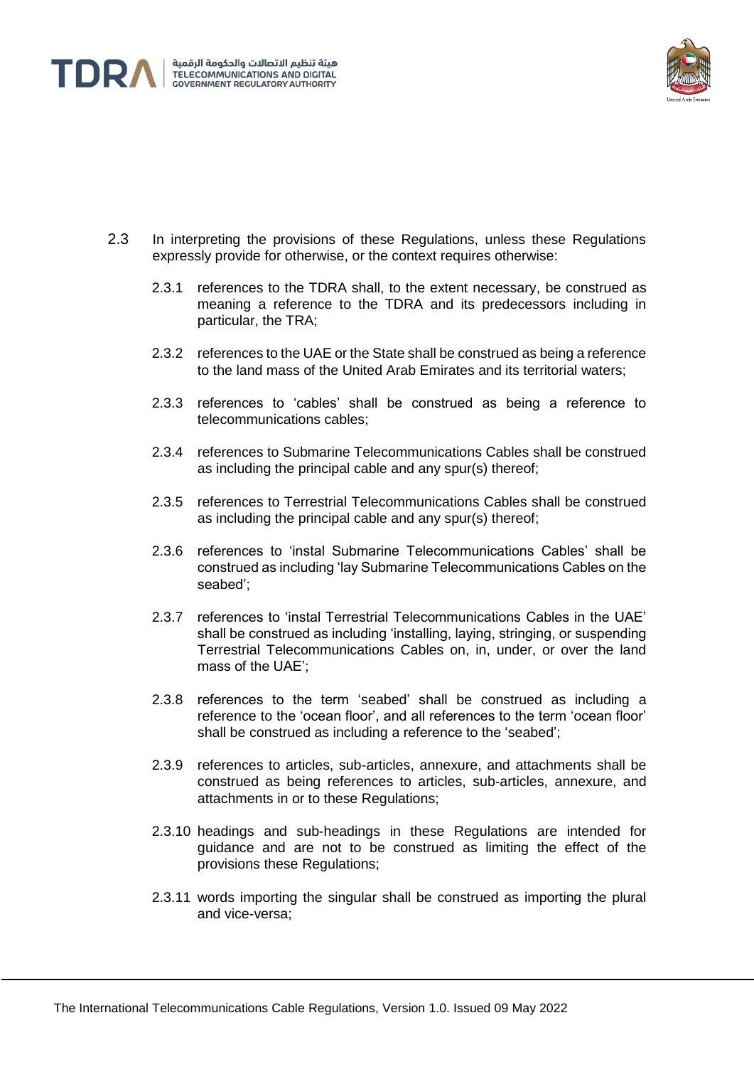2.3 In interpreting the provisions of these Regulations, unless these Regulations expressly provide for otherwise, or the context requires otherwise:

2.3.1 references to the TDRA shall, to the extent necessary, be construed as meaning a reference to the TDRA and its predecessors including in particular, the TRA;

2.3.2 references to the UAE or the State shall be construed as being a reference to the land mass of the United Arab Emirates and its territorial waters;

2.3.3 references to 'cables' shall be construed as being a reference to telecommunications cables;

2.3.4 references to Submarine Telecommunications Cables shall be construed as including the principal cable and any spur(s) thereof;

2.3.5 references to Terrestrial Telecommunications Cables shall be construed as including the principal cable and any spur(s) thereof;

2.3.6 references to 'instal Submarine Telecommunications Cables' shall be construed as including 'lay Submarine Telecommunications Cables on the seabed';

2.3.7 references to 'instal Terrestrial Telecommunications Cables in the UAE' shall be construed as including 'installing, laying, stringing, or suspending Terrestrial Telecommunications Cables on, in, under, or over the land mass of the UAE';

2.3.8 references to the term 'seabed' shall be construed as including a reference to the 'ocean floor', and all references to the term 'ocean floor' shall be construed as including a reference to the 'seabed';

2.3.9 references to articles, sub-articles, annexure, and attachments shall be construed as being references to articles, sub-articles, annexure, and attachments in or to these Regulations;

2.3.10 headings and sub-headings in these Regulations are intended for guidance and are not to be construed as limiting the effect of the provisions these Regulations;

2.3.11 words importing the singular shall be construed as importing the plural and vice-versa;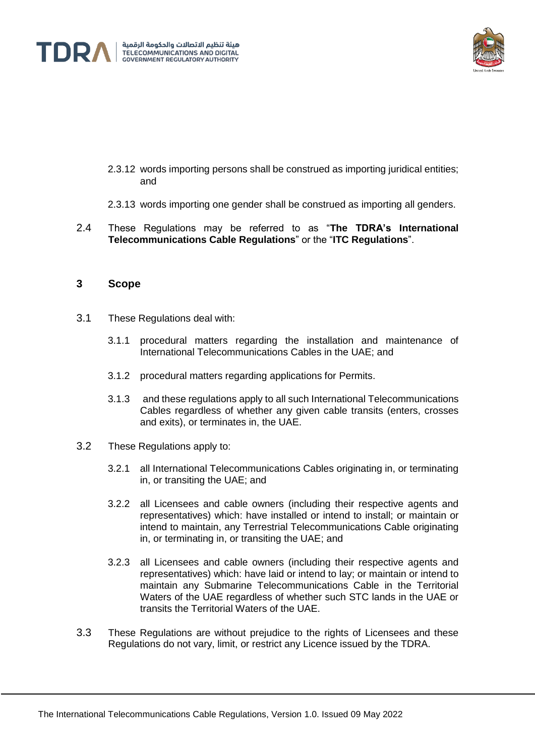2.3.12 words importing persons shall be construed as importing juridical entities; and

2.3.13 words importing one gender shall be construed as importing all genders.

2.4 These Regulations may be referred to as "**The TDRA's International Telecommunications Cable Regulations**" or the "**ITC Regulations**".

## 3 Scope

3.1 These Regulations deal with:

3.1.1 procedural matters regarding the installation and maintenance of International Telecommunications Cables in the UAE; and

3.1.2 procedural matters regarding applications for Permits.

3.1.3 and these regulations apply to all such International Telecommunications Cables regardless of whether any given cable transits (enters, crosses and exits), or terminates in, the UAE.

3.2 These Regulations apply to:

3.2.1 all International Telecommunications Cables originating in, or terminating in, or transiting the UAE; and

3.2.2 all Licensees and cable owners (including their respective agents and representatives) which: have installed or intend to install; or maintain or intend to maintain, any Terrestrial Telecommunications Cable originating in, or terminating in, or transiting the UAE; and

3.2.3 all Licensees and cable owners (including their respective agents and representatives) which: have laid or intend to lay; or maintain or intend to maintain any Submarine Telecommunications Cable in the Territorial Waters of the UAE regardless of whether such STC lands in the UAE or transits the Territorial Waters of the UAE.

3.3 These Regulations are without prejudice to the rights of Licensees and these Regulations do not vary, limit, or restrict any Licence issued by the TDRA.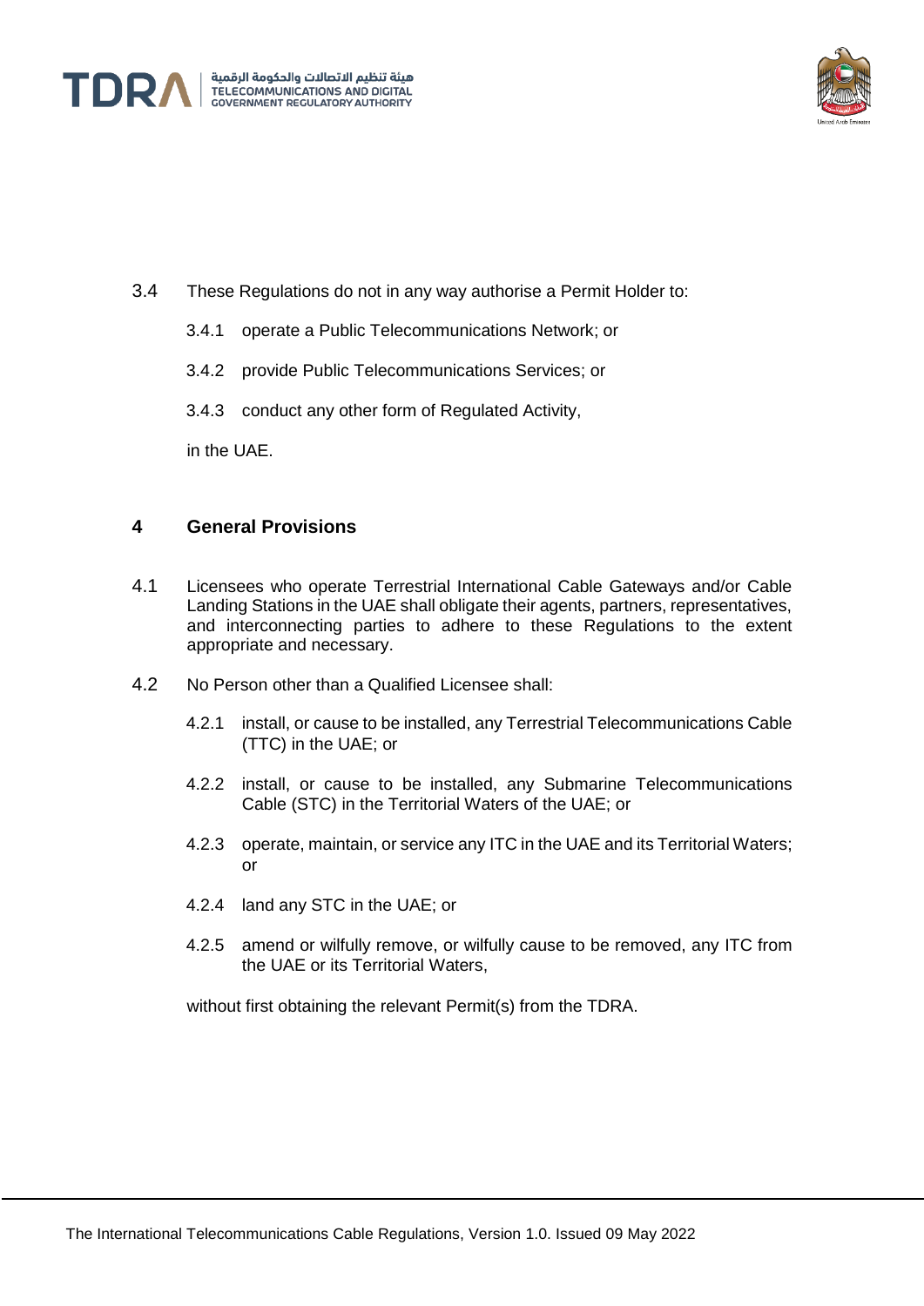3.4 These Regulations do not in any way authorise a Permit Holder to:

3.4.1 operate a Public Telecommunications Network; or

3.4.2 provide Public Telecommunications Services; or

3.4.3 conduct any other form of Regulated Activity,

in the UAE.

## 4 General Provisions

4.1 Licensees who operate Terrestrial International Cable Gateways and/or Cable Landing Stations in the UAE shall obligate their agents, partners, representatives, and interconnecting parties to adhere to these Regulations to the extent appropriate and necessary.

4.2 No Person other than a Qualified Licensee shall:

4.2.1 install, or cause to be installed, any Terrestrial Telecommunications Cable (TTC) in the UAE; or

4.2.2 install, or cause to be installed, any Submarine Telecommunications Cable (STC) in the Territorial Waters of the UAE; or

4.2.3 operate, maintain, or service any ITC in the UAE and its Territorial Waters; or

4.2.4 land any STC in the UAE; or

4.2.5 amend or wilfully remove, or wilfully cause to be removed, any ITC from the UAE or its Territorial Waters,

without first obtaining the relevant Permit(s) from the TDRA.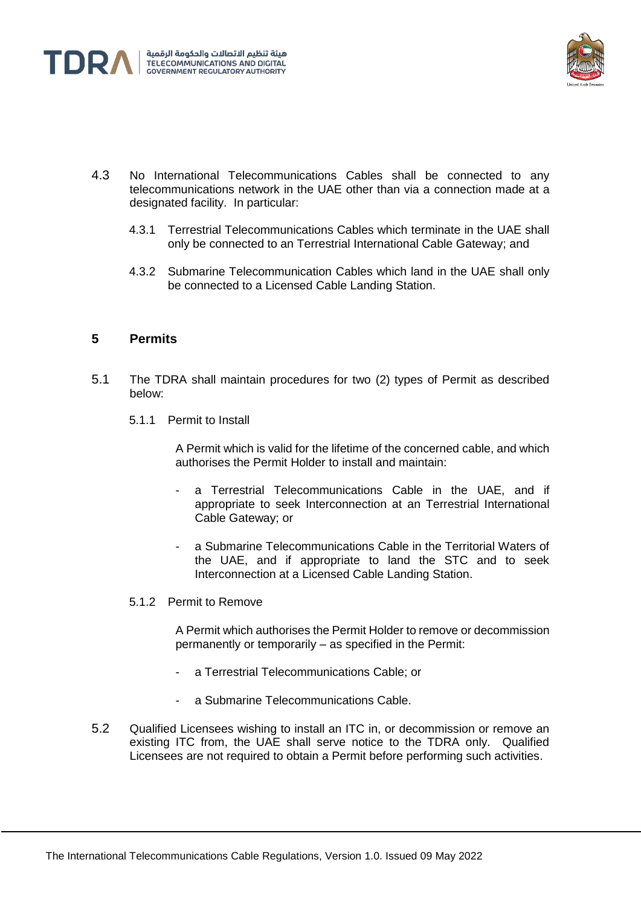4.3 No International Telecommunications Cables shall be connected to any telecommunications network in the UAE other than via a connection made at a designated facility. In particular:

4.3.1 Terrestrial Telecommunications Cables which terminate in the UAE shall only be connected to an Terrestrial International Cable Gateway; and

4.3.2 Submarine Telecommunication Cables which land in the UAE shall only be connected to a Licensed Cable Landing Station.

## 5 Permits

5.1 The TDRA shall maintain procedures for two (2) types of Permit as described below:

5.1.1 Permit to Install

A Permit which is valid for the lifetime of the concerned cable, and which authorises the Permit Holder to install and maintain:

- a Terrestrial Telecommunications Cable in the UAE, and if appropriate to seek Interconnection at an Terrestrial International Cable Gateway; or
- a Submarine Telecommunications Cable in the Territorial Waters of the UAE, and if appropriate to land the STC and to seek Interconnection at a Licensed Cable Landing Station.

5.1.2 Permit to Remove

A Permit which authorises the Permit Holder to remove or decommission permanently or temporarily – as specified in the Permit:

- a Terrestrial Telecommunications Cable; or
- a Submarine Telecommunications Cable.

5.2 Qualified Licensees wishing to install an ITC in, or decommission or remove an existing ITC from, the UAE shall serve notice to the TDRA only. Qualified Licensees are not required to obtain a Permit before performing such activities.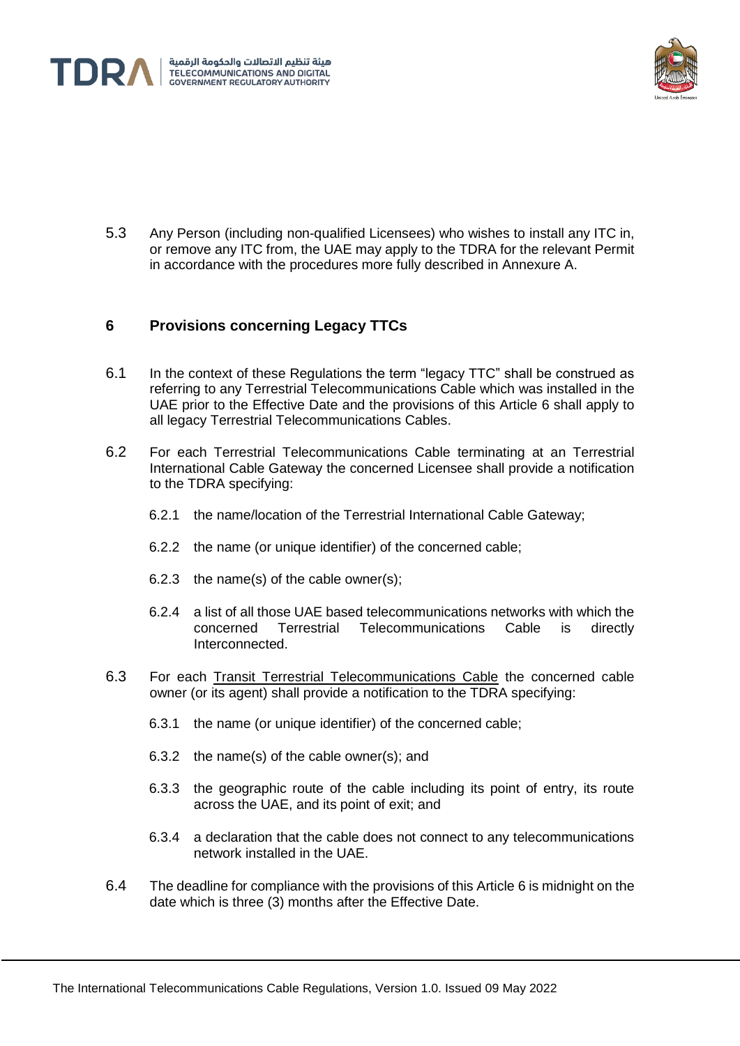5.3 Any Person (including non-qualified Licensees) who wishes to install any ITC in, or remove any ITC from, the UAE may apply to the TDRA for the relevant Permit in accordance with the procedures more fully described in Annexure A.

## 6 Provisions concerning Legacy TTCs

6.1 In the context of these Regulations the term "legacy TTC" shall be construed as referring to any Terrestrial Telecommunications Cable which was installed in the UAE prior to the Effective Date and the provisions of this Article 6 shall apply to all legacy Terrestrial Telecommunications Cables.

6.2 For each Terrestrial Telecommunications Cable terminating at an Terrestrial International Cable Gateway the concerned Licensee shall provide a notification to the TDRA specifying:

6.2.1 the name/location of the Terrestrial International Cable Gateway;

6.2.2 the name (or unique identifier) of the concerned cable;

6.2.3 the name(s) of the cable owner(s);

6.2.4 a list of all those UAE based telecommunications networks with which the concerned Terrestrial Telecommunications Cable is directly Interconnected.

6.3 For each Transit Terrestrial Telecommunications Cable the concerned cable owner (or its agent) shall provide a notification to the TDRA specifying:

6.3.1 the name (or unique identifier) of the concerned cable;

6.3.2 the name(s) of the cable owner(s); and

6.3.3 the geographic route of the cable including its point of entry, its route across the UAE, and its point of exit; and

6.3.4 a declaration that the cable does not connect to any telecommunications network installed in the UAE.

6.4 The deadline for compliance with the provisions of this Article 6 is midnight on the date which is three (3) months after the Effective Date.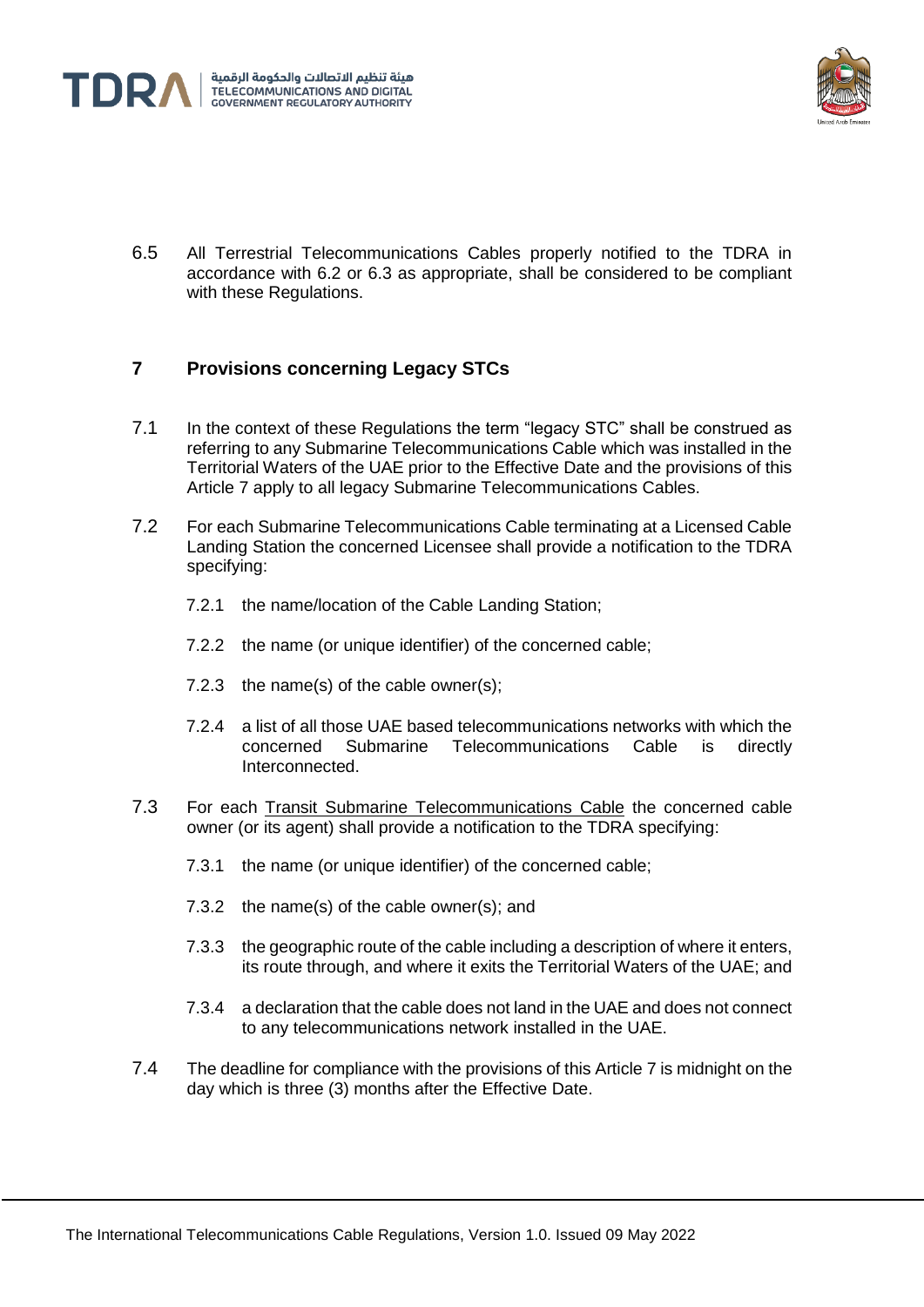6.5 All Terrestrial Telecommunications Cables properly notified to the TDRA in accordance with 6.2 or 6.3 as appropriate, shall be considered to be compliant with these Regulations.

## 7 Provisions concerning Legacy STCs

7.1 In the context of these Regulations the term "legacy STC" shall be construed as referring to any Submarine Telecommunications Cable which was installed in the Territorial Waters of the UAE prior to the Effective Date and the provisions of this Article 7 apply to all legacy Submarine Telecommunications Cables.

7.2 For each Submarine Telecommunications Cable terminating at a Licensed Cable Landing Station the concerned Licensee shall provide a notification to the TDRA specifying:

7.2.1 the name/location of the Cable Landing Station;

7.2.2 the name (or unique identifier) of the concerned cable;

7.2.3 the name(s) of the cable owner(s);

7.2.4 a list of all those UAE based telecommunications networks with which the concerned Submarine Telecommunications Cable is directly Interconnected.

7.3 For each Transit Submarine Telecommunications Cable the concerned cable owner (or its agent) shall provide a notification to the TDRA specifying:

7.3.1 the name (or unique identifier) of the concerned cable;

7.3.2 the name(s) of the cable owner(s); and

7.3.3 the geographic route of the cable including a description of where it enters, its route through, and where it exits the Territorial Waters of the UAE; and

7.3.4 a declaration that the cable does not land in the UAE and does not connect to any telecommunications network installed in the UAE.

7.4 The deadline for compliance with the provisions of this Article 7 is midnight on the day which is three (3) months after the Effective Date.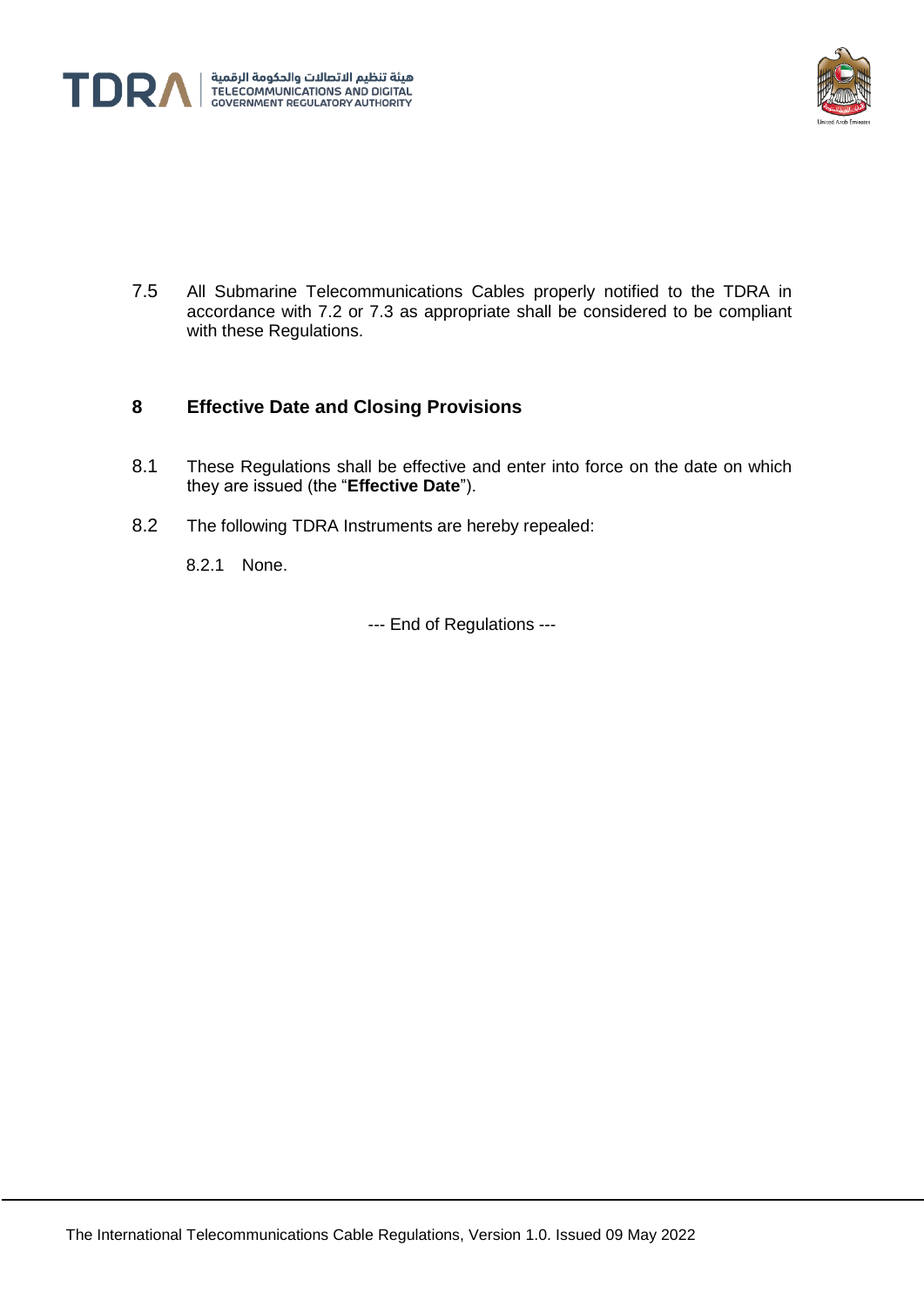7.5 All Submarine Telecommunications Cables properly notified to the TDRA in accordance with 7.2 or 7.3 as appropriate shall be considered to be compliant with these Regulations.

## 8 Effective Date and Closing Provisions

8.1 These Regulations shall be effective and enter into force on the date on which they are issued (the "**Effective Date**").

8.2 The following TDRA Instruments are hereby repealed:

8.2.1 None.

--- End of Regulations ---